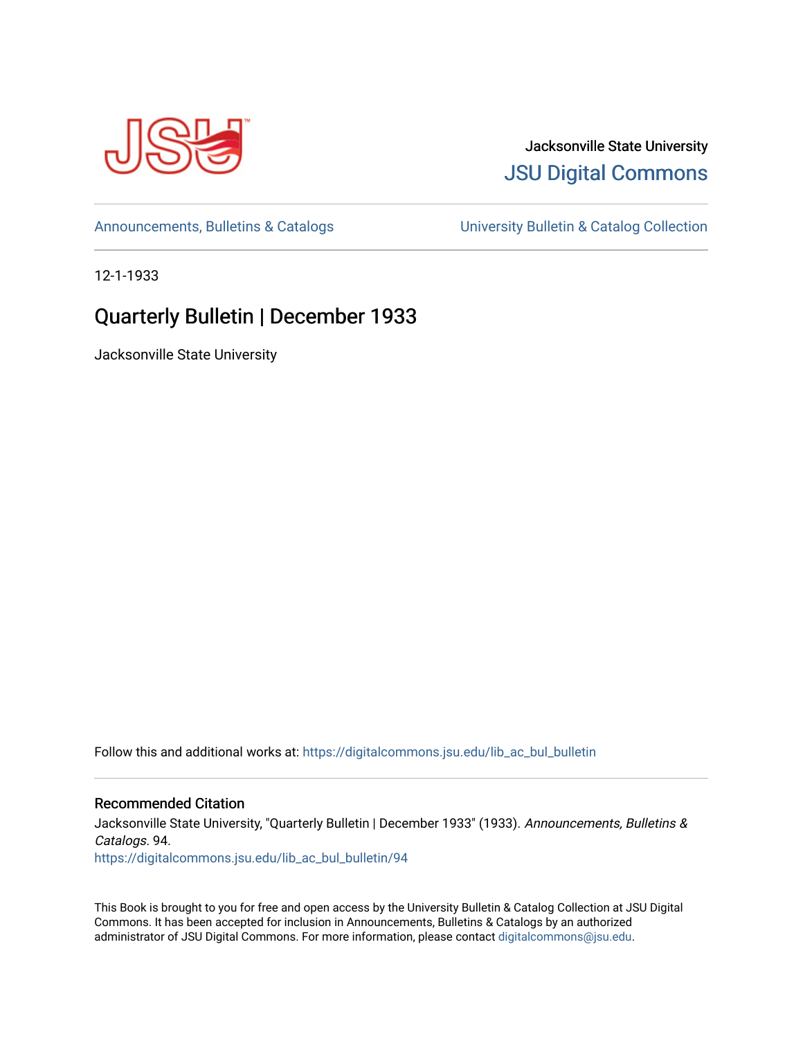Jacksonville State University

JSU Digital Commons

Announcements, Bulletins & Catalogs

University Bulletin & Catalog Collection

12-1-1933

# Quarterly Bulletin | December 1933

Jacksonville State University

Follow this and additional works at: https://digitalcommons.jsu.edu/lib_ac_bul_bulletin

## Recommended Citation

Jacksonville State University, "Quarterly Bulletin | December 1933" (1933). *Announcements, Bulletins & Catalogs*. 94.
https://digitalcommons.jsu.edu/lib_ac_bul_bulletin/94

This Book is brought to you for free and open access by the University Bulletin & Catalog Collection at JSU Digital Commons. It has been accepted for inclusion in Announcements, Bulletins & Catalogs by an authorized administrator of JSU Digital Commons. For more information, please contact digitalcommons@jsu.edu.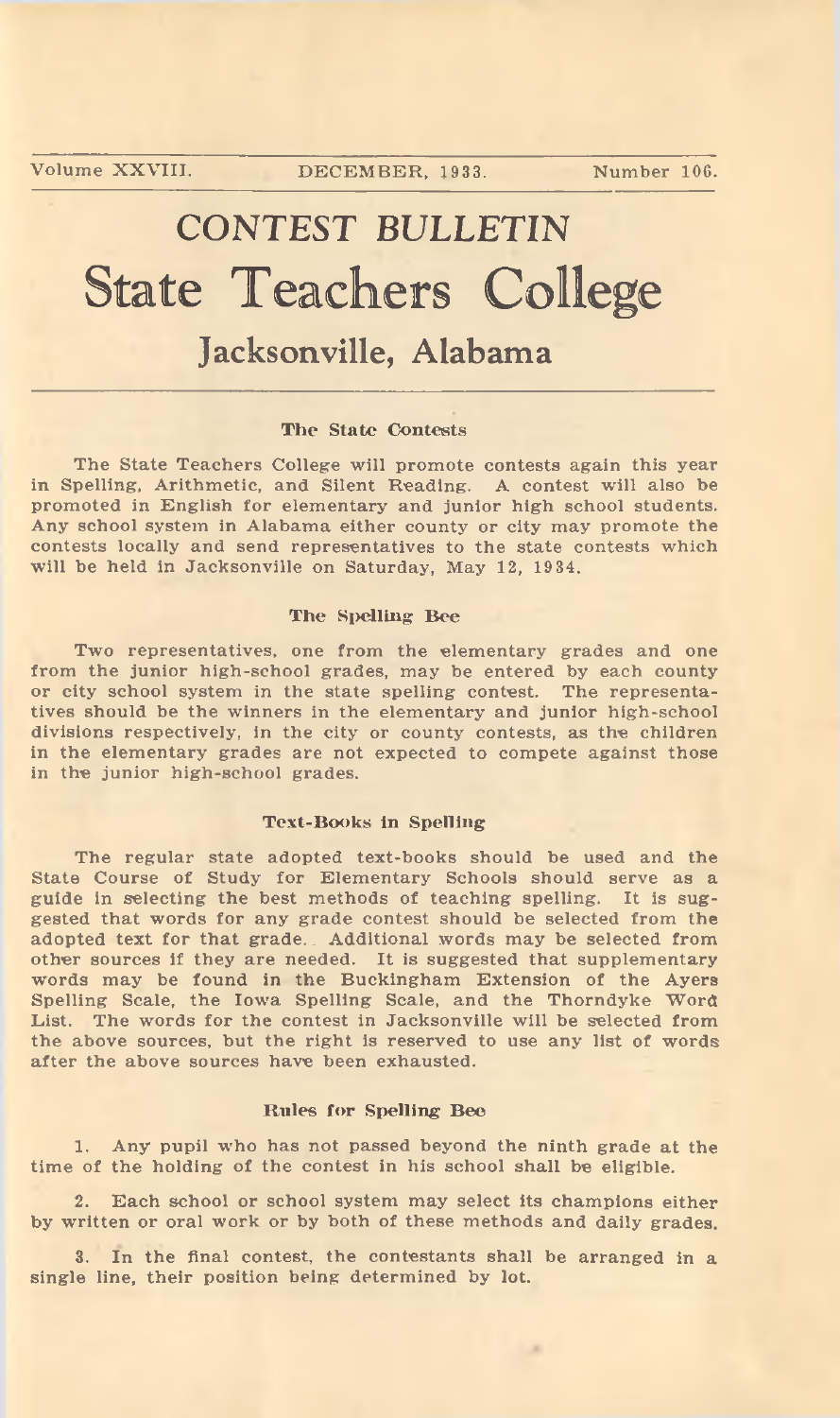Volume XXVIII. DECEMBER, 1933. Number 106.

# CONTEST BULLETIN
# State Teachers College
## Jacksonville, Alabama

### The State Contests

The State Teachers College will promote contests again this year in Spelling, Arithmetic, and Silent Reading. A contest will also be promoted in English for elementary and junior high school students. Any school system in Alabama either county or city may promote the contests locally and send representatives to the state contests which will be held in Jacksonville on Saturday, May 12, 1934.

### The Spelling Bee

Two representatives, one from the elementary grades and one from the junior high-school grades, may be entered by each county or city school system in the state spelling contest. The representatives should be the winners in the elementary and junior high-school divisions respectively, in the city or county contests, as the children in the elementary grades are not expected to compete against those in the junior high-school grades.

### Text-Books in Spelling

The regular state adopted text-books should be used and the State Course of Study for Elementary Schools should serve as a guide in selecting the best methods of teaching spelling. It is suggested that words for any grade contest should be selected from the adopted text for that grade. Additional words may be selected from other sources if they are needed. It is suggested that supplementary words may be found in the Buckingham Extension of the Ayers Spelling Scale, the Iowa Spelling Scale, and the Thorndyke Word List. The words for the contest in Jacksonville will be selected from the above sources, but the right is reserved to use any list of words after the above sources have been exhausted.

### Rules for Spelling Bee

1. Any pupil who has not passed beyond the ninth grade at the time of the holding of the contest in his school shall be eligible.

2. Each school or school system may select its champions either by written or oral work or by both of these methods and daily grades.

3. In the final contest, the contestants shall be arranged in a single line, their position being determined by lot.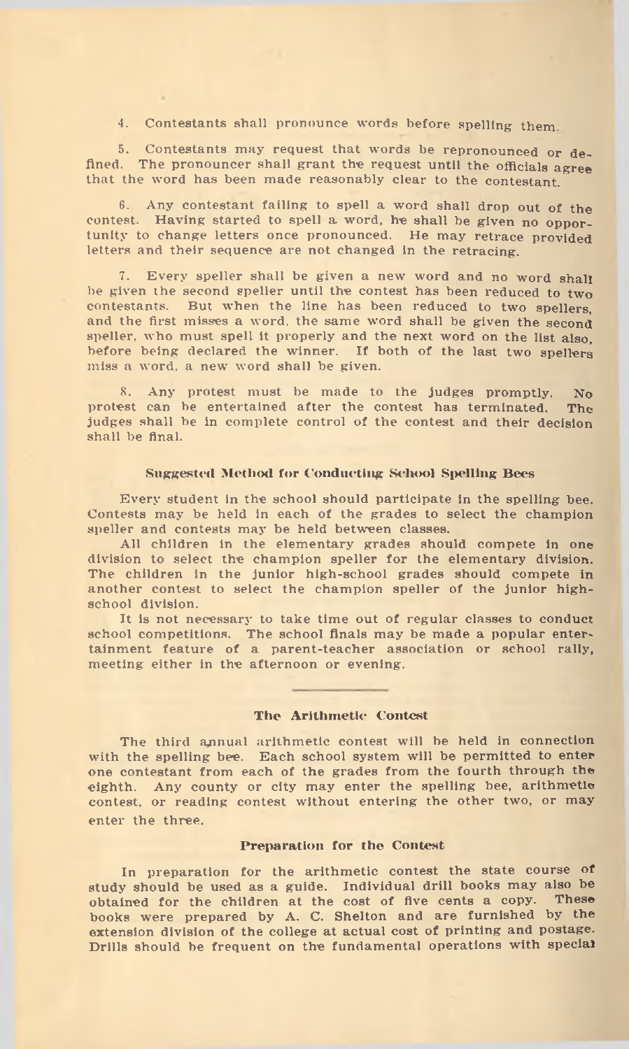4. Contestants shall pronounce words before spelling them.

5. Contestants may request that words be repronounced or defined. The pronouncer shall grant the request until the officials agree that the word has been made reasonably clear to the contestant.

6. Any contestant failing to spell a word shall drop out of the contest. Having started to spell a word, he shall be given no opportunity to change letters once pronounced. He may retrace provided letters and their sequence are not changed in the retracing.

7. Every speller shall be given a new word and no word shall be given the second speller until the contest has been reduced to two contestants. But when the line has been reduced to two spellers, and the first misses a word, the same word shall be given the second speller, who must spell it properly and the next word on the list also, before being declared the winner. If both of the last two spellers miss a word, a new word shall be given.

8. Any protest must be made to the judges promptly. No protest can be entertained after the contest has terminated. The judges shall be in complete control of the contest and their decision shall be final.

### Suggested Method for Conducting School Spelling Bees

Every student in the school should participate in the spelling bee. Contests may be held in each of the grades to select the champion speller and contests may be held between classes.

All children in the elementary grades should compete in one division to select the champion speller for the elementary division. The children in the junior high-school grades should compete in another contest to select the champion speller of the junior high-school division.

It is not necessary to take time out of regular classes to conduct school competitions. The school finals may be made a popular entertainment feature of a parent-teacher association or school rally, meeting either in the afternoon or evening.

---

## The Arithmetic Contest

The third annual arithmetic contest will be held in connection with the spelling bee. Each school system will be permitted to enter one contestant from each of the grades from the fourth through the eighth. Any county or city may enter the spelling bee, arithmetic contest, or reading contest without entering the other two, or may enter the three.

### Preparation for the Contest

In preparation for the arithmetic contest the state course of study should be used as a guide. Individual drill books may also be obtained for the children at the cost of five cents a copy. These books were prepared by A. C. Shelton and are furnished by the extension division of the college at actual cost of printing and postage. Drills should be frequent on the fundamental operations with special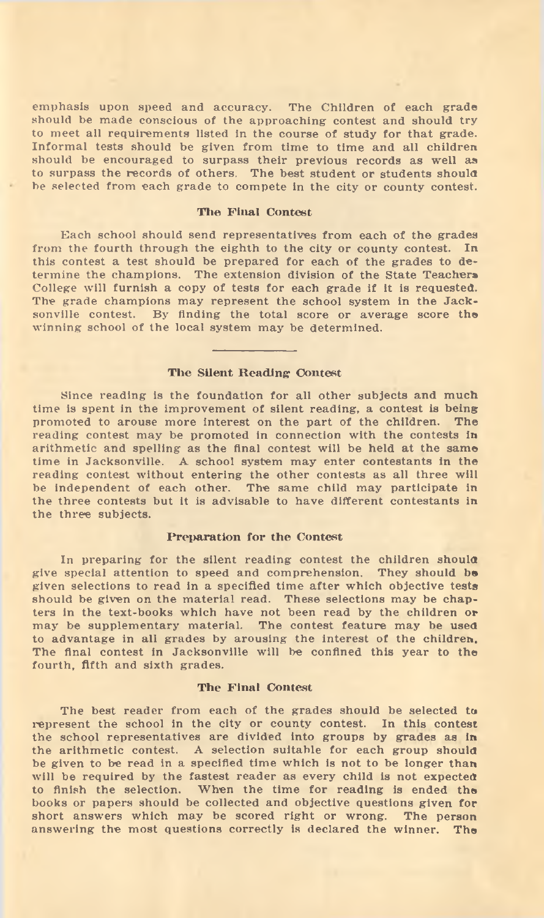emphasis upon speed and accuracy. The Children of each grade should be made conscious of the approaching contest and should try to meet all requirements listed in the course of study for that grade. Informal tests should be given from time to time and all children should be encouraged to surpass their previous records as well as to surpass the records of others. The best student or students should be selected from each grade to compete in the city or county contest.

### The Final Contest

Each school should send representatives from each of the grades from the fourth through the eighth to the city or county contest. In this contest a test should be prepared for each of the grades to determine the champions. The extension division of the State Teachers College will furnish a copy of tests for each grade if it is requested. The grade champions may represent the school system in the Jacksonville contest. By finding the total score or average score the winning school of the local system may be determined.

---

### The Silent Reading Contest

Since reading is the foundation for all other subjects and much time is spent in the improvement of silent reading, a contest is being promoted to arouse more interest on the part of the children. The reading contest may be promoted in connection with the contests in arithmetic and spelling as the final contest will be held at the same time in Jacksonville. A school system may enter contestants in the reading contest without entering the other contests as all three will be independent of each other. The same child may participate in the three contests but it is advisable to have different contestants in the three subjects.

### Preparation for the Contest

In preparing for the silent reading contest the children should give special attention to speed and comprehension. They should be given selections to read in a specified time after which objective tests should be given on the material read. These selections may be chapters in the text-books which have not been read by the children or may be supplementary material. The contest feature may be used to advantage in all grades by arousing the interest of the children. The final contest in Jacksonville will be confined this year to the fourth, fifth and sixth grades.

### The Final Contest

The best reader from each of the grades should be selected to represent the school in the city or county contest. In this contest the school representatives are divided into groups by grades as in the arithmetic contest. A selection suitable for each group should be given to be read in a specified time which is not to be longer than will be required by the fastest reader as every child is not expected to finish the selection. When the time for reading is ended the books or papers should be collected and objective questions given for short answers which may be scored right or wrong. The person answering the most questions correctly is declared the winner. The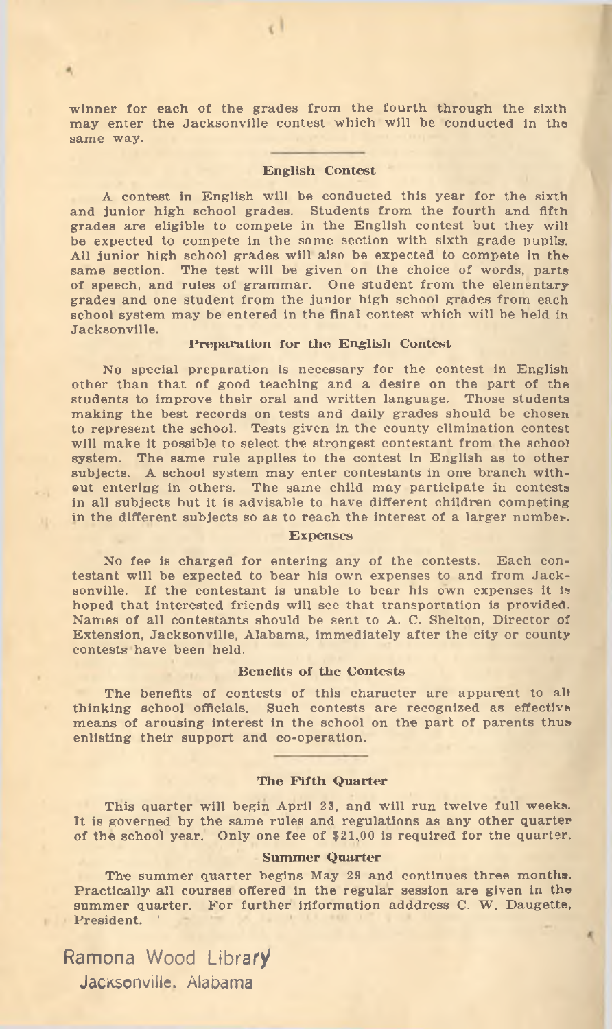winner for each of the grades from the fourth through the sixth may enter the Jacksonville contest which will be conducted in the same way.

### English Contest

A contest in English will be conducted this year for the sixth and junior high school grades. Students from the fourth and fifth grades are eligible to compete in the English contest but they will be expected to compete in the same section with sixth grade pupils. All junior high school grades will also be expected to compete in the same section. The test will be given on the choice of words, parts of speech, and rules of grammar. One student from the elementary grades and one student from the junior high school grades from each school system may be entered in the final contest which will be held in Jacksonville.

### Preparation for the English Contest

No special preparation is necessary for the contest in English other than that of good teaching and a desire on the part of the students to improve their oral and written language. Those students making the best records on tests and daily grades should be chosen to represent the school. Tests given in the county elimination contest will make it possible to select the strongest contestant from the school system. The same rule applies to the contest in English as to other subjects. A school system may enter contestants in one branch without entering in others. The same child may participate in contests in all subjects but it is advisable to have different children competing in the different subjects so as to reach the interest of a larger number.

### Expenses

No fee is charged for entering any of the contests. Each contestant will be expected to bear his own expenses to and from Jacksonville. If the contestant is unable to bear his own expenses it is hoped that interested friends will see that transportation is provided. Names of all contestants should be sent to A. C. Shelton, Director of Extension, Jacksonville, Alabama, immediately after the city or county contests have been held.

### Benefits of the Contests

The benefits of contests of this character are apparent to all thinking school officials. Such contests are recognized as effective means of arousing interest in the school on the part of parents thus enlisting their support and co-operation.

### The Fifth Quarter

This quarter will begin April 23, and will run twelve full weeks. It is governed by the same rules and regulations as any other quarter of the school year. Only one fee of $21.00 is required for the quarter.

### Summer Quarter

The summer quarter begins May 29 and continues three months. Practically all courses offered in the regular session are given in the summer quarter. For further information adddress C. W. Daugette, President.

Ramona Wood Library
Jacksonville. Alabama